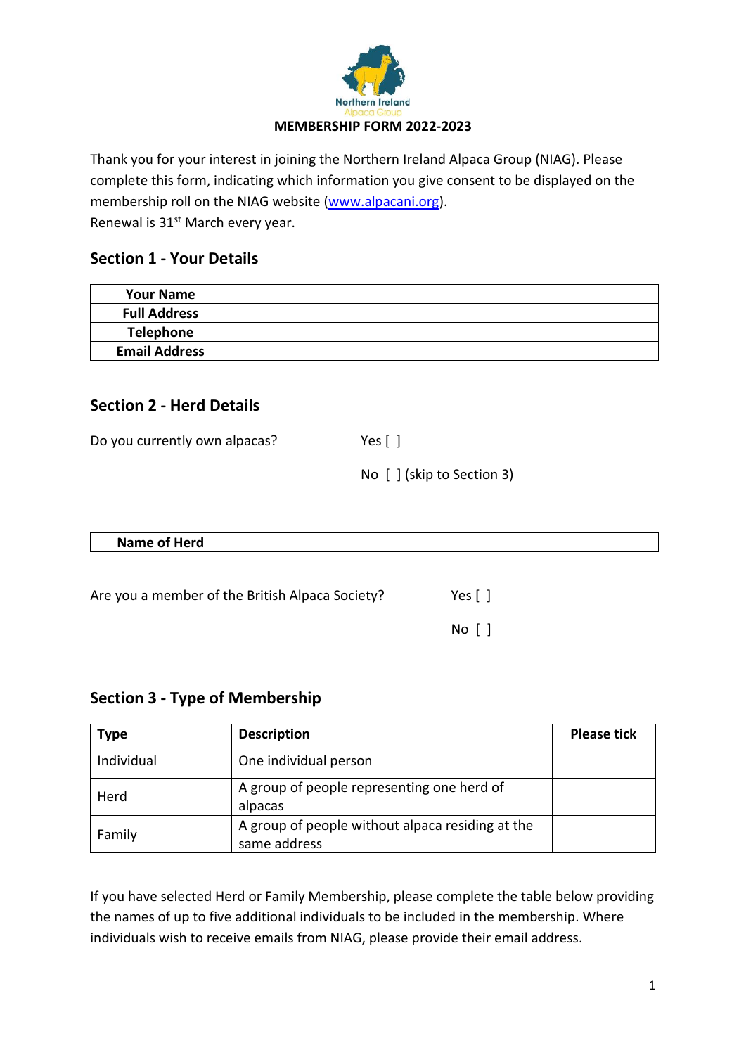Northern Ireland
Alpaca Group

# MEMBERSHIP FORM 2022-2023

Thank you for your interest in joining the Northern Ireland Alpaca Group (NIAG). Please complete this form, indicating which information you give consent to be displayed on the membership roll on the NIAG website (www.alpacani.org).
Renewal is 31st March every year.

## Section 1 - Your Details

| Your Name | |
|---|---|
| Full Address | |
| Telephone | |
| Email Address | |

## Section 2 - Herd Details

Do you currently own alpacas? Yes [ ]

No [ ] (skip to Section 3)

| Name of Herd | |
|---|---|

Are you a member of the British Alpaca Society? Yes [ ]

No [ ]

## Section 3 - Type of Membership

| Type | Description | Please tick |
|---|---|---|
| Individual | One individual person | |
| Herd | A group of people representing one herd of alpacas | |
| Family | A group of people without alpaca residing at the same address | |

If you have selected Herd or Family Membership, please complete the table below providing the names of up to five additional individuals to be included in the membership. Where individuals wish to receive emails from NIAG, please provide their email address.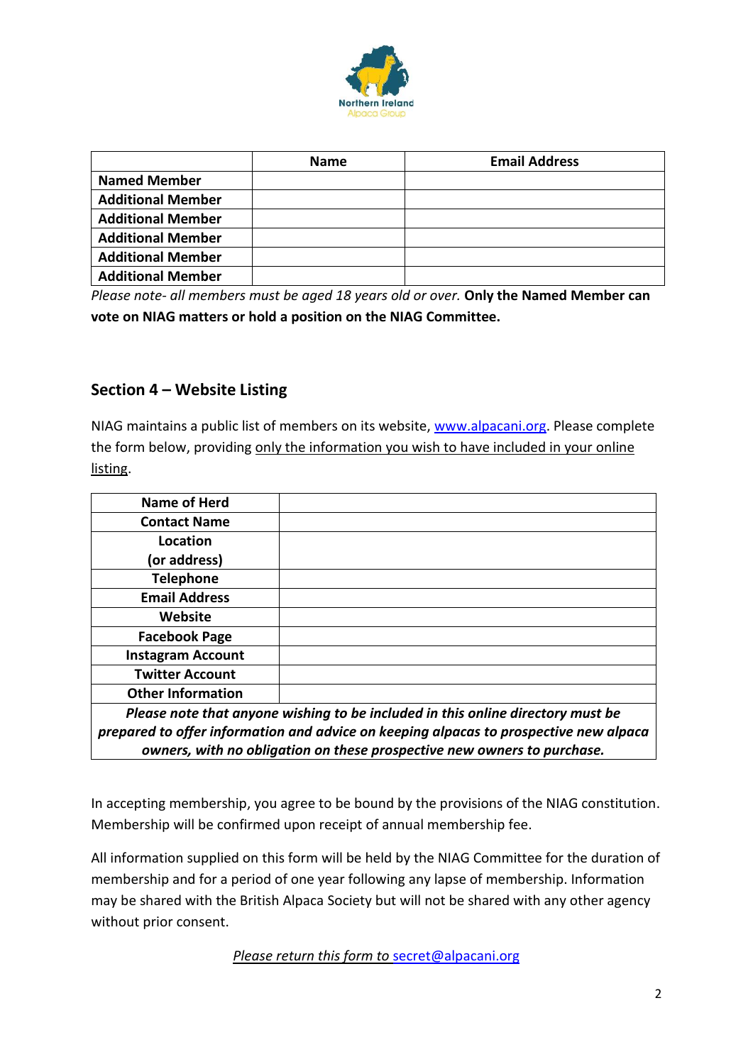| | Name | Email Address |
|---|---|---|
| **Named Member** | | |
| **Additional Member** | | |
| **Additional Member** | | |
| **Additional Member** | | |
| **Additional Member** | | |
| **Additional Member** | | |

*Please note- all members must be aged 18 years old or over.* **Only the Named Member can vote on NIAG matters or hold a position on the NIAG Committee.**

## Section 4 – Website Listing

NIAG maintains a public list of members on its website, www.alpacani.org. Please complete the form below, providing only the information you wish to have included in your online listing.

| | |
|---|---|
| **Name of Herd** | |
| **Contact Name** | |
| **Location (or address)** | |
| **Telephone** | |
| **Email Address** | |
| **Website** | |
| **Facebook Page** | |
| **Instagram Account** | |
| **Twitter Account** | |
| **Other Information** | |
| ***Please note that anyone wishing to be included in this online directory must be prepared to offer information and advice on keeping alpacas to prospective new alpaca owners, with no obligation on these prospective new owners to purchase.*** | |

In accepting membership, you agree to be bound by the provisions of the NIAG constitution. Membership will be confirmed upon receipt of annual membership fee.

All information supplied on this form will be held by the NIAG Committee for the duration of membership and for a period of one year following any lapse of membership. Information may be shared with the British Alpaca Society but will not be shared with any other agency without prior consent.

*Please return this form to* secret@alpacani.org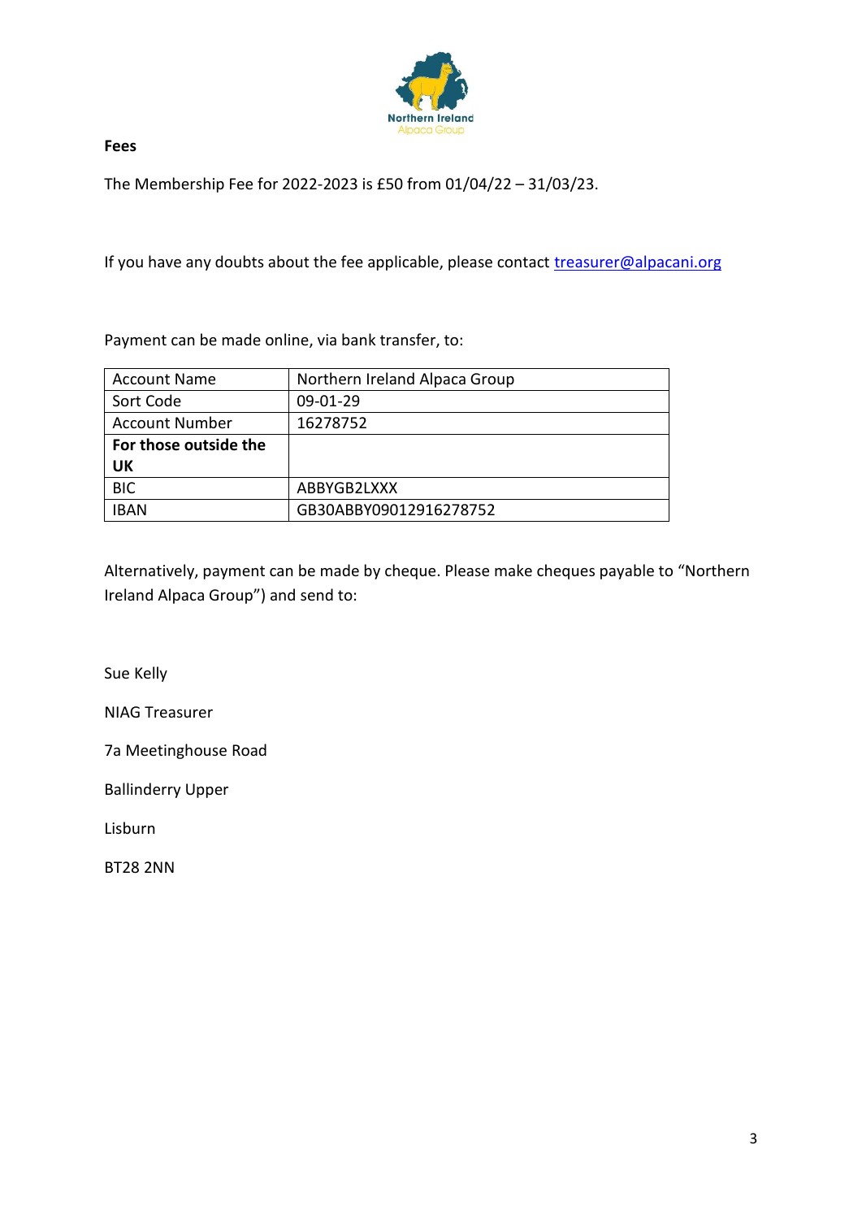**Fees**

The Membership Fee for 2022-2023 is £50 from 01/04/22 – 31/03/23.

If you have any doubts about the fee applicable, please contact treasurer@alpacani.org

Payment can be made online, via bank transfer, to:

| | |
|---|---|
| Account Name | Northern Ireland Alpaca Group |
| Sort Code | 09-01-29 |
| Account Number | 16278752 |
| **For those outside the UK** | |
| BIC | ABBYGB2LXXX |
| IBAN | GB30ABBY09012916278752 |

Alternatively, payment can be made by cheque. Please make cheques payable to "Northern Ireland Alpaca Group") and send to:

Sue Kelly

NIAG Treasurer

7a Meetinghouse Road

Ballinderry Upper

Lisburn

BT28 2NN